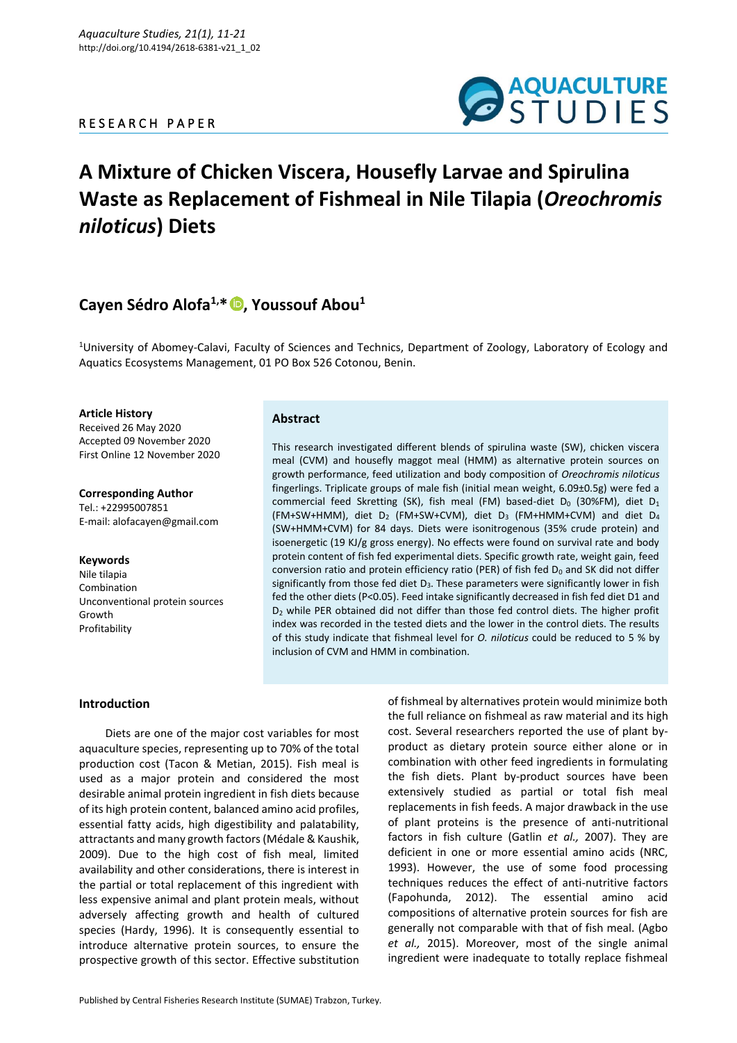RESEARCH PAPER

# A Mixture of Chicken Viscera, Housefly Larvae and Spirulina Waste as Replacement of Fishmeal in Nile Tilapia (*Oreochromis niloticus*) Diets

## Cayen Sédro Alofa[1,*], Youssouf Abou[1]

[1]University of Abomey-Calavi, Faculty of Sciences and Technics, Department of Zoology, Laboratory of Ecology and Aquatics Ecosystems Management, 01 PO Box 526 Cotonou, Benin.

**Article History**
Received 26 May 2020
Accepted 09 November 2020
First Online 12 November 2020

**Corresponding Author**
Tel.: +22995007851
E-mail: alofacayen@gmail.com

**Keywords**
Nile tilapia
Combination
Unconventional protein sources
Growth
Profitability

### Abstract

This research investigated different blends of spirulina waste (SW), chicken viscera meal (CVM) and housefly maggot meal (HMM) as alternative protein sources on growth performance, feed utilization and body composition of *Oreochromis niloticus* fingerlings. Triplicate groups of male fish (initial mean weight, 6.09±0.5g) were fed a commercial feed Skretting (SK), fish meal (FM) based-diet $D_0$ (30%FM), diet $D_1$ (FM+SW+HMM), diet $D_2$ (FM+SW+CVM), diet $D_3$ (FM+HMM+CVM) and diet $D_4$ (SW+HMM+CVM) for 84 days. Diets were isonitrogenous (35% crude protein) and isoenergetic (19 KJ/g gross energy). No effects were found on survival rate and body protein content of fish fed experimental diets. Specific growth rate, weight gain, feed conversion ratio and protein efficiency ratio (PER) of fish fed $D_0$ and SK did not differ significantly from those fed diet $D_3$. These parameters were significantly lower in fish fed the other diets ($P<0.05$). Feed intake significantly decreased in fish fed diet D1 and $D_2$ while PER obtained did not differ than those fed control diets. The higher profit index was recorded in the tested diets and the lower in the control diets. The results of this study indicate that fishmeal level for *O. niloticus* could be reduced to 5 % by inclusion of CVM and HMM in combination.

### Introduction

Diets are one of the major cost variables for most aquaculture species, representing up to 70% of the total production cost (Tacon & Metian, 2015). Fish meal is used as a major protein and considered the most desirable animal protein ingredient in fish diets because of its high protein content, balanced amino acid profiles, essential fatty acids, high digestibility and palatability, attractants and many growth factors (Médale & Kaushik, 2009). Due to the high cost of fish meal, limited availability and other considerations, there is interest in the partial or total replacement of this ingredient with less expensive animal and plant protein meals, without adversely affecting growth and health of cultured species (Hardy, 1996). It is consequently essential to introduce alternative protein sources, to ensure the prospective growth of this sector. Effective substitution of fishmeal by alternatives protein would minimize both the full reliance on fishmeal as raw material and its high cost. Several researchers reported the use of plant by-product as dietary protein source either alone or in combination with other feed ingredients in formulating the fish diets. Plant by-product sources have been extensively studied as partial or total fish meal replacements in fish feeds. A major drawback in the use of plant proteins is the presence of anti-nutritional factors in fish culture (Gatlin *et al.,* 2007). They are deficient in one or more essential amino acids (NRC, 1993). However, the use of some food processing techniques reduces the effect of anti-nutritive factors (Fapohunda, 2012). The essential amino acid compositions of alternative protein sources for fish are generally not comparable with that of fish meal. (Agbo *et al.,* 2015). Moreover, most of the single animal ingredient were inadequate to totally replace fishmeal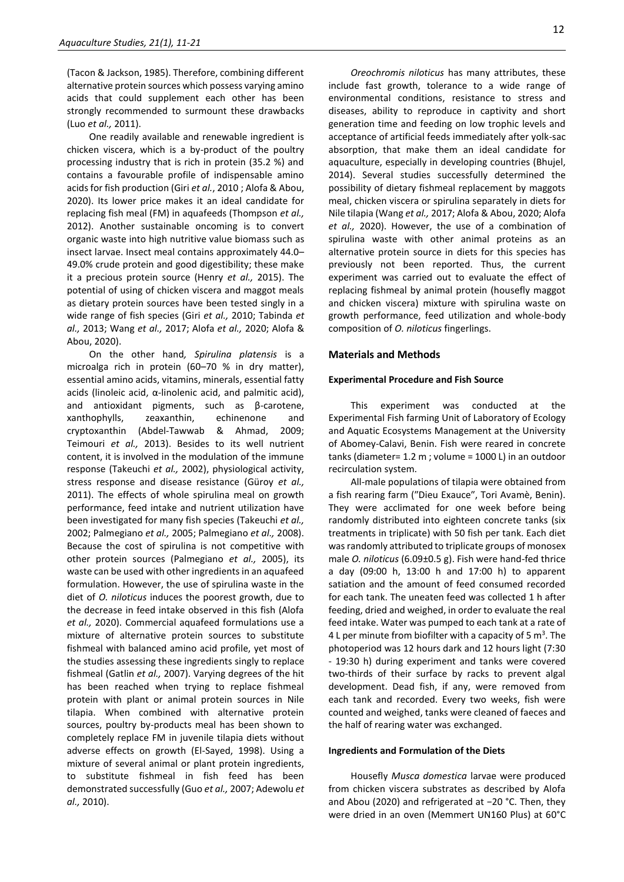(Tacon & Jackson, 1985). Therefore, combining different alternative protein sources which possess varying amino acids that could supplement each other has been strongly recommended to surmount these drawbacks (Luo *et al.,* 2011).

One readily available and renewable ingredient is chicken viscera, which is a by-product of the poultry processing industry that is rich in protein (35.2 %) and contains a favourable profile of indispensable amino acids for fish production (Giri *et al.*, 2010 ; Alofa & Abou, 2020). Its lower price makes it an ideal candidate for replacing fish meal (FM) in aquafeeds (Thompson *et al.,* 2012). Another sustainable oncoming is to convert organic waste into high nutritive value biomass such as insect larvae. Insect meal contains approximately 44.0–49.0% crude protein and good digestibility; these make it a precious protein source (Henry *et al.,* 2015). The potential of using of chicken viscera and maggot meals as dietary protein sources have been tested singly in a wide range of fish species (Giri *et al.,* 2010; Tabinda *et al.,* 2013; Wang *et al.,* 2017; Alofa *et al.,* 2020; Alofa & Abou, 2020).

On the other hand*, Spirulina platensis* is a microalga rich in protein (60–70 % in dry matter), essential amino acids, vitamins, minerals, essential fatty acids (linoleic acid, α-linolenic acid, and palmitic acid), and antioxidant pigments, such as β-carotene, xanthophylls, zeaxanthin, echinenone and cryptoxanthin (Abdel-Tawwab & Ahmad, 2009; Teimouri *et al.,* 2013). Besides to its well nutrient content, it is involved in the modulation of the immune response (Takeuchi *et al.,* 2002), physiological activity, stress response and disease resistance (Güroy *et al.,* 2011). The effects of whole spirulina meal on growth performance, feed intake and nutrient utilization have been investigated for many fish species (Takeuchi *et al.,* 2002; Palmegiano *et al.,* 2005; Palmegiano *et al.,* 2008). Because the cost of spirulina is not competitive with other protein sources (Palmegiano *et al.,* 2005), its waste can be used with other ingredients in an aquafeed formulation. However, the use of spirulina waste in the diet of *O. niloticus* induces the poorest growth, due to the decrease in feed intake observed in this fish (Alofa *et al.,* 2020). Commercial aquafeed formulations use a mixture of alternative protein sources to substitute fishmeal with balanced amino acid profile, yet most of the studies assessing these ingredients singly to replace fishmeal (Gatlin *et al.,* 2007). Varying degrees of the hit has been reached when trying to replace fishmeal protein with plant or animal protein sources in Nile tilapia. When combined with alternative protein sources, poultry by-products meal has been shown to completely replace FM in juvenile tilapia diets without adverse effects on growth (El-Sayed, 1998). Using a mixture of several animal or plant protein ingredients, to substitute fishmeal in fish feed has been demonstrated successfully (Guo *et al.,* 2007; Adewolu *et al.,* 2010).

*Oreochromis niloticus* has many attributes, these include fast growth, tolerance to a wide range of environmental conditions, resistance to stress and diseases, ability to reproduce in captivity and short generation time and feeding on low trophic levels and acceptance of artificial feeds immediately after yolk-sac absorption, that make them an ideal candidate for aquaculture, especially in developing countries (Bhujel, 2014). Several studies successfully determined the possibility of dietary fishmeal replacement by maggots meal, chicken viscera or spirulina separately in diets for Nile tilapia (Wang *et al.,* 2017; Alofa & Abou, 2020; Alofa *et al.,* 2020). However, the use of a combination of spirulina waste with other animal proteins as an alternative protein source in diets for this species has previously not been reported. Thus, the current experiment was carried out to evaluate the effect of replacing fishmeal by animal protein (housefly maggot and chicken viscera) mixture with spirulina waste on growth performance, feed utilization and whole-body composition of *O. niloticus* fingerlings.

## Materials and Methods

### Experimental Procedure and Fish Source

This experiment was conducted at the Experimental Fish farming Unit of Laboratory of Ecology and Aquatic Ecosystems Management at the University of Abomey-Calavi, Benin. Fish were reared in concrete tanks (diameter= 1.2 m ; volume = 1000 L) in an outdoor recirculation system.

All-male populations of tilapia were obtained from a fish rearing farm ("Dieu Exauce", Tori Avamè, Benin). They were acclimated for one week before being randomly distributed into eighteen concrete tanks (six treatments in triplicate) with 50 fish per tank. Each diet was randomly attributed to triplicate groups of monosex male *O. niloticus* (6.09±0.5 g). Fish were hand-fed thrice a day (09:00 h, 13:00 h and 17:00 h) to apparent satiation and the amount of feed consumed recorded for each tank. The uneaten feed was collected 1 h after feeding, dried and weighed, in order to evaluate the real feed intake. Water was pumped to each tank at a rate of 4 L per minute from biofilter with a capacity of 5 $m^3$. The photoperiod was 12 hours dark and 12 hours light (7:30 - 19:30 h) during experiment and tanks were covered two-thirds of their surface by racks to prevent algal development. Dead fish, if any, were removed from each tank and recorded. Every two weeks, fish were counted and weighed, tanks were cleaned of faeces and the half of rearing water was exchanged.

### Ingredients and Formulation of the Diets

Housefly *Musca domestica* larvae were produced from chicken viscera substrates as described by Alofa and Abou (2020) and refrigerated at −20 °C. Then, they were dried in an oven (Memmert UN160 Plus) at 60°C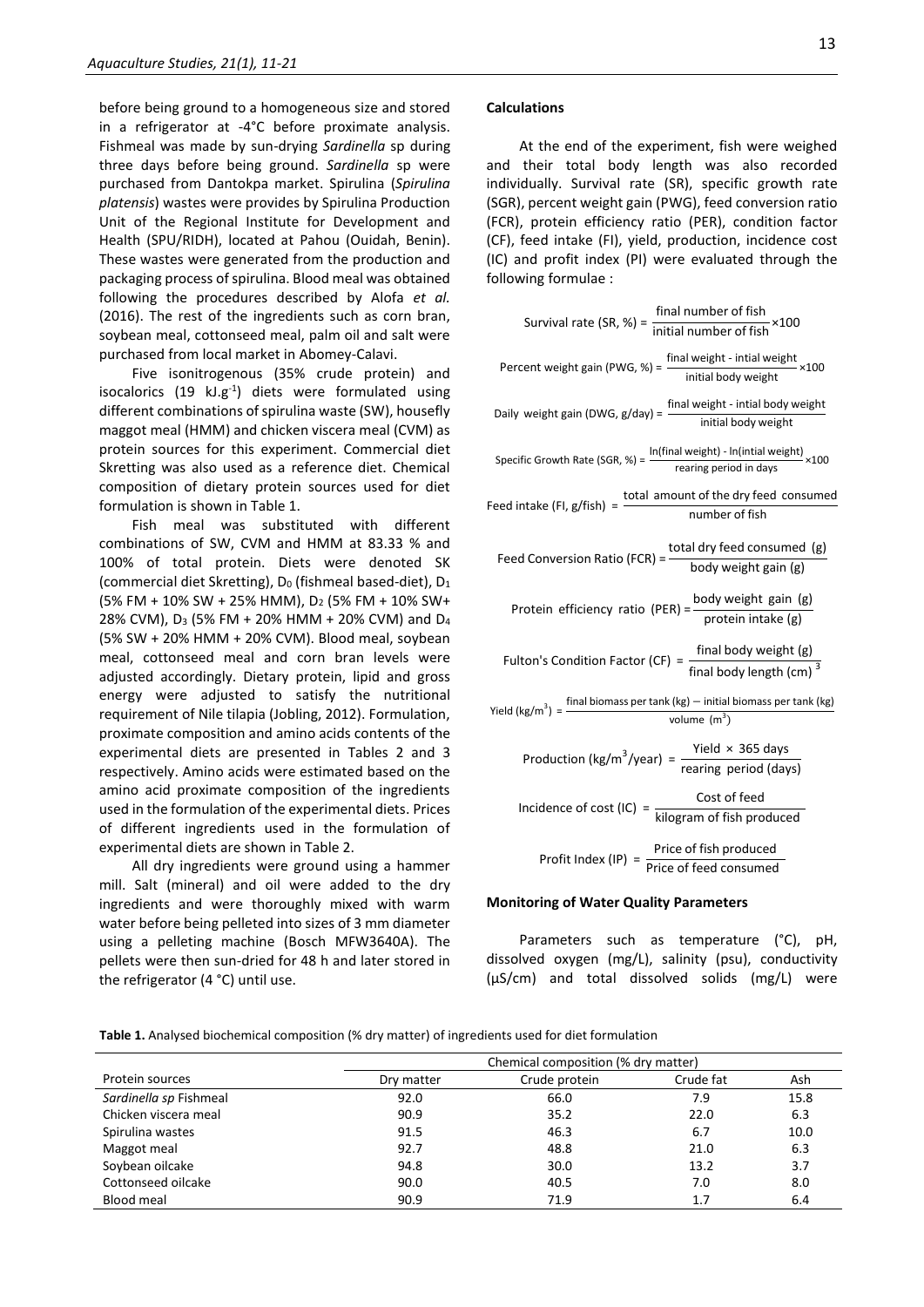before being ground to a homogeneous size and stored in a refrigerator at -4°C before proximate analysis. Fishmeal was made by sun-drying *Sardinella* sp during three days before being ground. *Sardinella* sp were purchased from Dantokpa market. Spirulina (*Spirulina platensis*) wastes were provides by Spirulina Production Unit of the Regional Institute for Development and Health (SPU/RIDH), located at Pahou (Ouidah, Benin). These wastes were generated from the production and packaging process of spirulina. Blood meal was obtained following the procedures described by Alofa *et al.* (2016). The rest of the ingredients such as corn bran, soybean meal, cottonseed meal, palm oil and salt were purchased from local market in Abomey-Calavi.

Five isonitrogenous (35% crude protein) and isocalorics (19 $kJ.g^{-1}$) diets were formulated using different combinations of spirulina waste (SW), housefly maggot meal (HMM) and chicken viscera meal (CVM) as protein sources for this experiment. Commercial diet Skretting was also used as a reference diet. Chemical composition of dietary protein sources used for diet formulation is shown in Table 1.

Fish meal was substituted with different combinations of SW, CVM and HMM at 83.33 % and 100% of total protein. Diets were denoted SK (commercial diet Skretting), $D_0$ (fishmeal based-diet), $D_1$ (5% FM + 10% SW + 25% HMM), $D_2$ (5% FM + 10% SW+ 28% CVM), $D_3$ (5% FM + 20% HMM + 20% CVM) and $D_4$ (5% SW + 20% HMM + 20% CVM). Blood meal, soybean meal, cottonseed meal and corn bran levels were adjusted accordingly. Dietary protein, lipid and gross energy were adjusted to satisfy the nutritional requirement of Nile tilapia (Jobling, 2012). Formulation, proximate composition and amino acids contents of the experimental diets are presented in Tables 2 and 3 respectively. Amino acids were estimated based on the amino acid proximate composition of the ingredients used in the formulation of the experimental diets. Prices of different ingredients used in the formulation of experimental diets are shown in Table 2.

All dry ingredients were ground using a hammer mill. Salt (mineral) and oil were added to the dry ingredients and were thoroughly mixed with warm water before being pelleted into sizes of 3 mm diameter using a pelleting machine (Bosch MFW3640A). The pellets were then sun-dried for 48 h and later stored in the refrigerator (4 °C) until use.

**Calculations**

At the end of the experiment, fish were weighed and their total body length was also recorded individually. Survival rate (SR), specific growth rate (SGR), percent weight gain (PWG), feed conversion ratio (FCR), protein efficiency ratio (PER), condition factor (CF), feed intake (FI), yield, production, incidence cost (IC) and profit index (PI) were evaluated through the following formulae :

$$\text{Survival rate (SR, \%)} = \frac{\text{final number of fish}}{\text{initial number of fish}} \times 100$$

$$\text{Percent weight gain (PWG, \%)} = \frac{\text{final weight - intial weight}}{\text{initial body weight}} \times 100$$

$$\text{Daily weight gain (DWG, g/day)} = \frac{\text{final weight - intial body weight}}{\text{initial body weight}}$$

$$\text{Specific Growth Rate (SGR, \%)} = \frac{\ln(\text{final weight}) - \ln(\text{intial weight})}{\text{rearing period in days}} \times 100$$

$$\text{Feed intake (FI, g/fish)} = \frac{\text{total amount of the dry feed consumed}}{\text{number of fish}}$$

$$\text{Feed Conversion Ratio (FCR)} = \frac{\text{total dry feed consumed (g)}}{\text{body weight gain (g)}}$$

$$\text{Protein efficiency ratio (PER)} = \frac{\text{body weight gain (g)}}{\text{protein intake (g)}}$$

$$\text{Fulton's Condition Factor (CF)} = \frac{\text{final body weight (g)}}{\text{final body length (cm)}^3}$$

$$\text{Yield (kg/m}^3\text{)} = \frac{\text{final biomass per tank (kg)} - \text{initial biomass per tank (kg)}}{\text{volume (m}^3\text{)}}$$

$$\text{Production (kg/m}^3\text{/year)} = \frac{\text{Yield} \times 365 \text{ days}}{\text{rearing period (days)}}$$

$$\text{Incidence of cost (IC)} = \frac{\text{Cost of feed}}{\text{kilogram of fish produced}}$$

$$\text{Profit Index (IP)} = \frac{\text{Price of fish produced}}{\text{Price of feed consumed}}$$

**Monitoring of Water Quality Parameters**

Parameters such as temperature (°C), pH, dissolved oxygen (mg/L), salinity (psu), conductivity (µS/cm) and total dissolved solids (mg/L) were

**Table 1.** Analysed biochemical composition (% dry matter) of ingredients used for diet formulation

| Protein sources | Chemical composition (% dry matter) | | | |
|---|---|---|---|---|
| | Dry matter | Crude protein | Crude fat | Ash |
| *Sardinella sp* Fishmeal | 92.0 | 66.0 | 7.9 | 15.8 |
| Chicken viscera meal | 90.9 | 35.2 | 22.0 | 6.3 |
| Spirulina wastes | 91.5 | 46.3 | 6.7 | 10.0 |
| Maggot meal | 92.7 | 48.8 | 21.0 | 6.3 |
| Soybean oilcake | 94.8 | 30.0 | 13.2 | 3.7 |
| Cottonseed oilcake | 90.0 | 40.5 | 7.0 | 8.0 |
| Blood meal | 90.9 | 71.9 | 1.7 | 6.4 |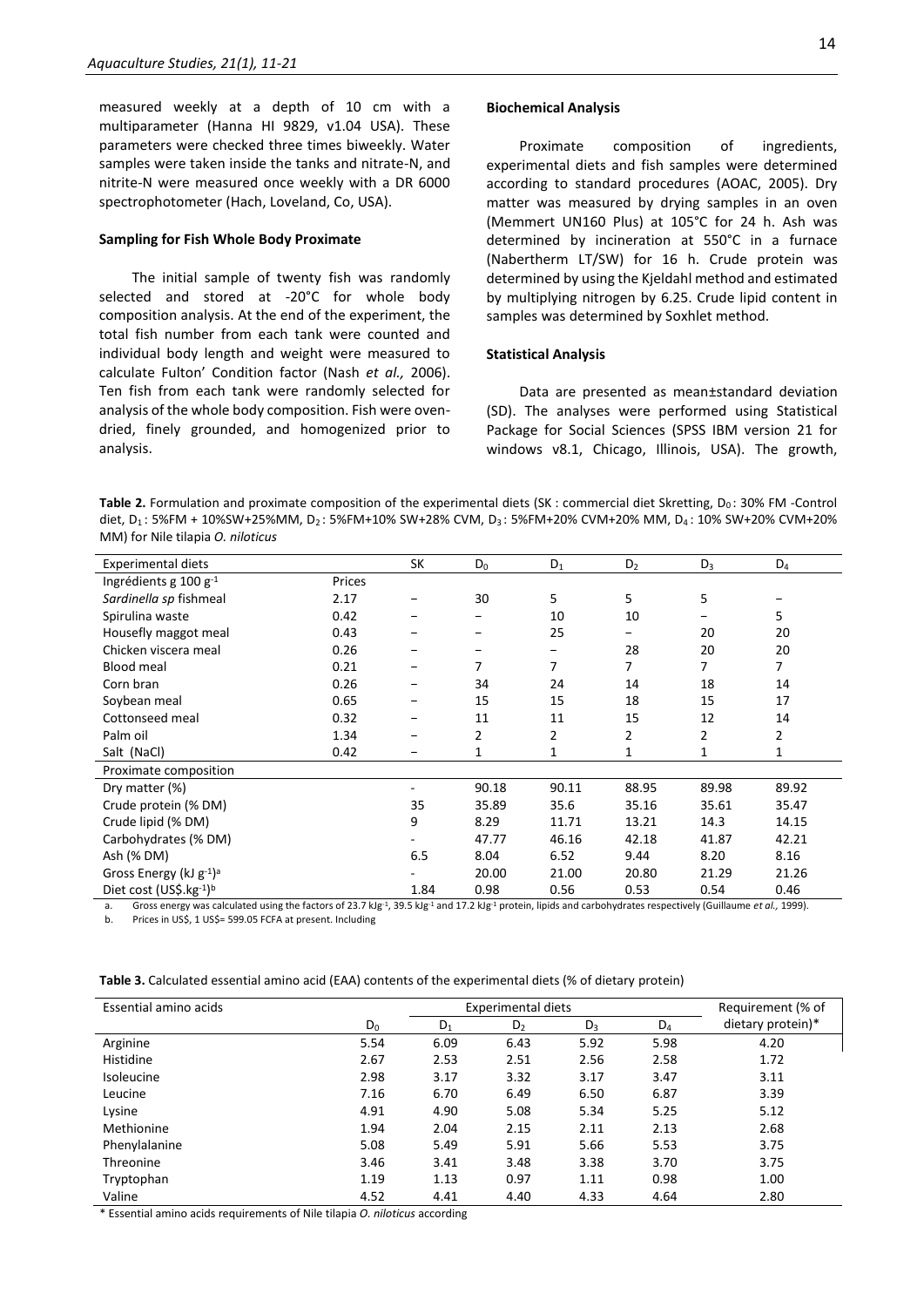measured weekly at a depth of 10 cm with a multiparameter (Hanna HI 9829, v1.04 USA). These parameters were checked three times biweekly. Water samples were taken inside the tanks and nitrate-N, and nitrite-N were measured once weekly with a DR 6000 spectrophotometer (Hach, Loveland, Co, USA).

### Sampling for Fish Whole Body Proximate

The initial sample of twenty fish was randomly selected and stored at -20°C for whole body composition analysis. At the end of the experiment, the total fish number from each tank were counted and individual body length and weight were measured to calculate Fulton' Condition factor (Nash *et al.,* 2006). Ten fish from each tank were randomly selected for analysis of the whole body composition. Fish were oven-dried, finely grounded, and homogenized prior to analysis.

### Biochemical Analysis

Proximate composition of ingredients, experimental diets and fish samples were determined according to standard procedures (AOAC, 2005). Dry matter was measured by drying samples in an oven (Memmert UN160 Plus) at 105°C for 24 h. Ash was determined by incineration at 550°C in a furnace (Nabertherm LT/SW) for 16 h. Crude protein was determined by using the Kjeldahl method and estimated by multiplying nitrogen by 6.25. Crude lipid content in samples was determined by Soxhlet method.

### Statistical Analysis

Data are presented as mean±standard deviation (SD). The analyses were performed using Statistical Package for Social Sciences (SPSS IBM version 21 for windows v8.1, Chicago, Illinois, USA). The growth,

**Table 2.** Formulation and proximate composition of the experimental diets (SK : commercial diet Skretting, $D_0$ : 30% FM -Control diet, $D_1$ : 5%FM + 10%SW+25%MM, $D_2$ : 5%FM+10% SW+28% CVM, $D_3$ : 5%FM+20% CVM+20% MM, $D_4$ : 10% SW+20% CVM+20% MM) for Nile tilapia *O. niloticus*

| Experimental diets | | SK | $D_0$ | $D_1$ | $D_2$ | $D_3$ | $D_4$ |
|---|---|---|---|---|---|---|---|
| Ingrédients g 100 $g^{-1}$ | Prices | | | | | | |
| *Sardinella sp* fishmeal | 2.17 | – | 30 | 5 | 5 | 5 | – |
| Spirulina waste | 0.42 | – | – | 10 | 10 | – | 5 |
| Housefly maggot meal | 0.43 | – | – | 25 | – | 20 | 20 |
| Chicken viscera meal | 0.26 | – | – | – | 28 | 20 | 20 |
| Blood meal | 0.21 | – | 7 | 7 | 7 | 7 | 7 |
| Corn bran | 0.26 | – | 34 | 24 | 14 | 18 | 14 |
| Soybean meal | 0.65 | – | 15 | 15 | 18 | 15 | 17 |
| Cottonseed meal | 0.32 | – | 11 | 11 | 15 | 12 | 14 |
| Palm oil | 1.34 | – | 2 | 2 | 2 | 2 | 2 |
| Salt (NaCl) | 0.42 | – | 1 | 1 | 1 | 1 | 1 |
| Proximate composition | | | | | | | |
| Dry matter (%) | | - | 90.18 | 90.11 | 88.95 | 89.98 | 89.92 |
| Crude protein (% DM) | | 35 | 35.89 | 35.6 | 35.16 | 35.61 | 35.47 |
| Crude lipid (% DM) | | 9 | 8.29 | 11.71 | 13.21 | 14.3 | 14.15 |
| Carbohydrates (% DM) | | - | 47.77 | 46.16 | 42.18 | 41.87 | 42.21 |
| Ash (% DM) | | 6.5 | 8.04 | 6.52 | 9.44 | 8.20 | 8.16 |
| Gross Energy (kJ $g^{-1}$)[a] | | - | 20.00 | 21.00 | 20.80 | 21.29 | 21.26 |
| Diet cost (US$.$kg^{-1}$)[b] | | 1.84 | 0.98 | 0.56 | 0.53 | 0.54 | 0.46 |

a. Gross energy was calculated using the factors of 23.7 kJ$g^{-1}$, 39.5 kJ$g^{-1}$ and 17.2 kJ$g^{-1}$ protein, lipids and carbohydrates respectively (Guillaume *et al.,* 1999).
b. Prices in US$, 1 US$= 599.05 FCFA at present. Including

**Table 3.** Calculated essential amino acid (EAA) contents of the experimental diets (% of dietary protein)

| Essential amino acids | Experimental diets | | | | | Requirement (% of dietary protein)* |
|---|---|---|---|---|---|---|
| | $D_0$ | $D_1$ | $D_2$ | $D_3$ | $D_4$ | |
| Arginine | 5.54 | 6.09 | 6.43 | 5.92 | 5.98 | 4.20 |
| Histidine | 2.67 | 2.53 | 2.51 | 2.56 | 2.58 | 1.72 |
| Isoleucine | 2.98 | 3.17 | 3.32 | 3.17 | 3.47 | 3.11 |
| Leucine | 7.16 | 6.70 | 6.49 | 6.50 | 6.87 | 3.39 |
| Lysine | 4.91 | 4.90 | 5.08 | 5.34 | 5.25 | 5.12 |
| Methionine | 1.94 | 2.04 | 2.15 | 2.11 | 2.13 | 2.68 |
| Phenylalanine | 5.08 | 5.49 | 5.91 | 5.66 | 5.53 | 3.75 |
| Threonine | 3.46 | 3.41 | 3.48 | 3.38 | 3.70 | 3.75 |
| Tryptophan | 1.19 | 1.13 | 0.97 | 1.11 | 0.98 | 1.00 |
| Valine | 4.52 | 4.41 | 4.40 | 4.33 | 4.64 | 2.80 |

\* Essential amino acids requirements of Nile tilapia *O. niloticus* according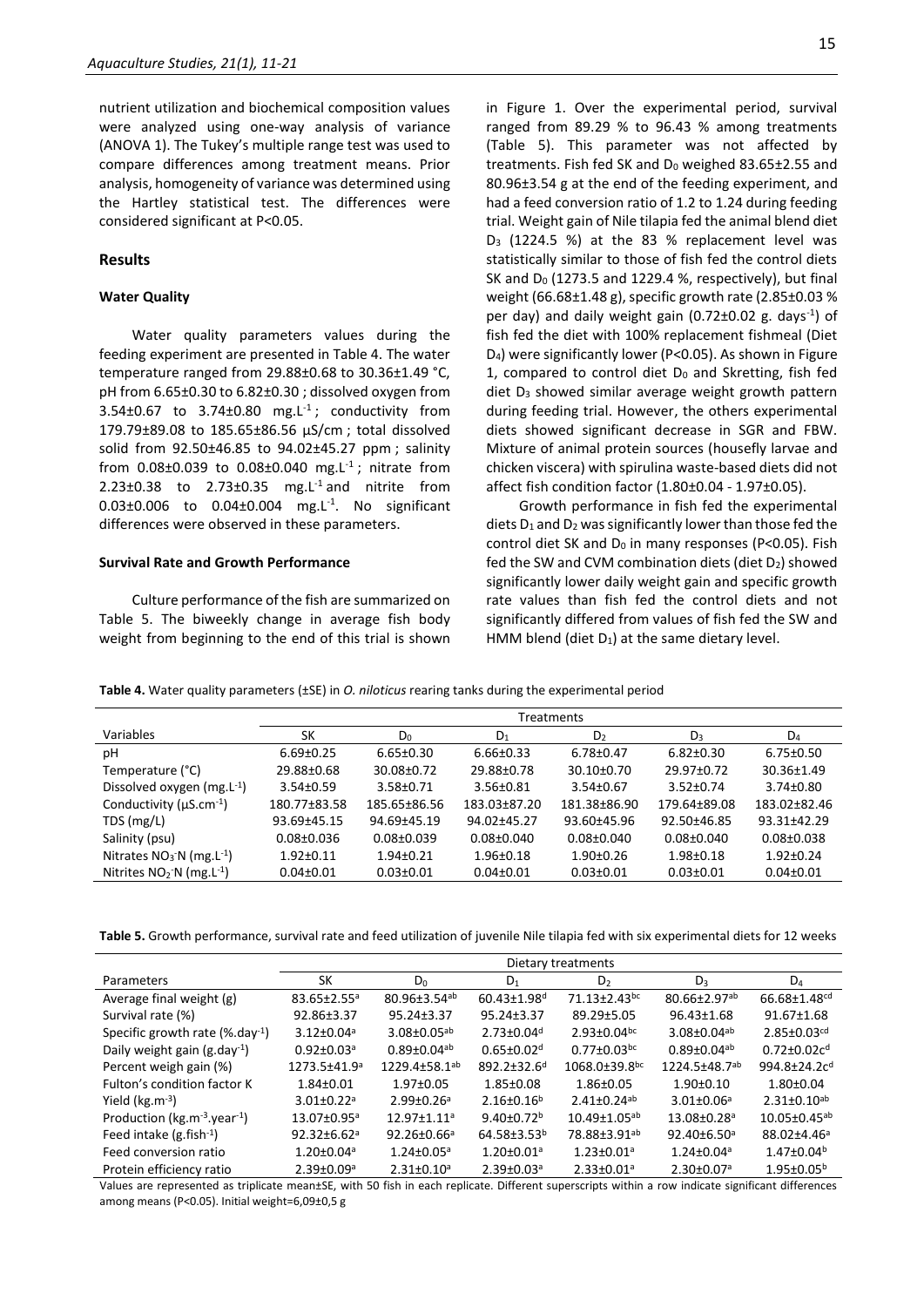nutrient utilization and biochemical composition values were analyzed using one-way analysis of variance (ANOVA 1). The Tukey's multiple range test was used to compare differences among treatment means. Prior analysis, homogeneity of variance was determined using the Hartley statistical test. The differences were considered significant at P<0.05.

## Results

### Water Quality

Water quality parameters values during the feeding experiment are presented in Table 4. The water temperature ranged from 29.88±0.68 to 30.36±1.49 °C, pH from 6.65±0.30 to 6.82±0.30 ; dissolved oxygen from 3.54±0.67 to 3.74±0.80 mg.L$^{-1}$ ; conductivity from 179.79±89.08 to 185.65±86.56 µS/cm ; total dissolved solid from 92.50±46.85 to 94.02±45.27 ppm ; salinity from 0.08±0.039 to 0.08±0.040 mg.L$^{-1}$ ; nitrate from 2.23±0.38 to 2.73±0.35 mg.L$^{-1}$ and nitrite from 0.03±0.006 to 0.04±0.004 mg.L$^{-1}$. No significant differences were observed in these parameters.

### Survival Rate and Growth Performance

Culture performance of the fish are summarized on Table 5. The biweekly change in average fish body weight from beginning to the end of this trial is shown in Figure 1. Over the experimental period, survival ranged from 89.29 % to 96.43 % among treatments (Table 5). This parameter was not affected by treatments. Fish fed SK and $D_0$ weighed 83.65±2.55 and 80.96±3.54 g at the end of the feeding experiment, and had a feed conversion ratio of 1.2 to 1.24 during feeding trial. Weight gain of Nile tilapia fed the animal blend diet $D_3$ (1224.5 %) at the 83 % replacement level was statistically similar to those of fish fed the control diets SK and $D_0$ (1273.5 and 1229.4 %, respectively), but final weight (66.68±1.48 g), specific growth rate (2.85±0.03 % per day) and daily weight gain (0.72±0.02 g. days$^{-1}$) of fish fed the diet with 100% replacement fishmeal (Diet $D_4$) were significantly lower (P<0.05). As shown in Figure 1, compared to control diet $D_0$ and Skretting, fish fed diet $D_3$ showed similar average weight growth pattern during feeding trial. However, the others experimental diets showed significant decrease in SGR and FBW. Mixture of animal protein sources (housefly larvae and chicken viscera) with spirulina waste-based diets did not affect fish condition factor (1.80±0.04 - 1.97±0.05).

Growth performance in fish fed the experimental diets $D_1$ and $D_2$ was significantly lower than those fed the control diet SK and $D_0$ in many responses (P<0.05). Fish fed the SW and CVM combination diets (diet $D_2$) showed significantly lower daily weight gain and specific growth rate values than fish fed the control diets and not significantly differed from values of fish fed the SW and HMM blend (diet $D_1$) at the same dietary level.

**Table 4.** Water quality parameters (±SE) in *O. niloticus* rearing tanks during the experimental period

| Variables | Treatments | | | | | |
|---|---|---|---|---|---|---|
| | SK | $D_0$ | $D_1$ | $D_2$ | $D_3$ | $D_4$ |
| pH | 6.69±0.25 | 6.65±0.30 | 6.66±0.33 | 6.78±0.47 | 6.82±0.30 | 6.75±0.50 |
| Temperature (°C) | 29.88±0.68 | 30.08±0.72 | 29.88±0.78 | 30.10±0.70 | 29.97±0.72 | 30.36±1.49 |
| Dissolved oxygen (mg.L$^{-1}$) | 3.54±0.59 | 3.58±0.71 | 3.56±0.81 | 3.54±0.67 | 3.52±0.74 | 3.74±0.80 |
| Conductivity (µS.cm$^{-1}$) | 180.77±83.58 | 185.65±86.56 | 183.03±87.20 | 181.38±86.90 | 179.64±89.08 | 183.02±82.46 |
| TDS (mg/L) | 93.69±45.15 | 94.69±45.19 | 94.02±45.27 | 93.60±45.96 | 92.50±46.85 | 93.31±42.29 |
| Salinity (psu) | 0.08±0.036 | 0.08±0.039 | 0.08±0.040 | 0.08±0.040 | 0.08±0.040 | 0.08±0.038 |
| Nitrates $NO_3^-N$ (mg.L$^{-1}$) | 1.92±0.11 | 1.94±0.21 | 1.96±0.18 | 1.90±0.26 | 1.98±0.18 | 1.92±0.24 |
| Nitrites $NO_2^-N$ (mg.L$^{-1}$) | 0.04±0.01 | 0.03±0.01 | 0.04±0.01 | 0.03±0.01 | 0.03±0.01 | 0.04±0.01 |

**Table 5.** Growth performance, survival rate and feed utilization of juvenile Nile tilapia fed with six experimental diets for 12 weeks

| Parameters | Dietary treatments | | | | | |
|---|---|---|---|---|---|---|
| | SK | $D_0$ | $D_1$ | $D_2$ | $D_3$ | $D_4$ |
| Average final weight (g) | 83.65±2.55$^{a}$ | 80.96±3.54$^{ab}$ | 60.43±1.98$^{d}$ | 71.13±2.43$^{bc}$ | 80.66±2.97$^{ab}$ | 66.68±1.48$^{cd}$ |
| Survival rate (%) | 92.86±3.37 | 95.24±3.37 | 95.24±3.37 | 89.29±5.05 | 96.43±1.68 | 91.67±1.68 |
| Specific growth rate (%.day$^{-1}$) | 3.12±0.04$^{a}$ | 3.08±0.05$^{ab}$ | 2.73±0.04$^{d}$ | 2.93±0.04$^{bc}$ | 3.08±0.04$^{ab}$ | 2.85±0.03$^{cd}$ |
| Daily weight gain (g.day$^{-1}$) | 0.92±0.03$^{a}$ | 0.89±0.04$^{ab}$ | 0.65±0.02$^{d}$ | 0.77±0.03$^{bc}$ | 0.89±0.04$^{ab}$ | 0.72±0.02c$^{d}$ |
| Percent weigh gain (%) | 1273.5±41.9$^{a}$ | 1229.4±58.1$^{ab}$ | 892.2±32.6$^{d}$ | 1068.0±39.8$^{bc}$ | 1224.5±48.7$^{ab}$ | 994.8±24.2c$^{d}$ |
| Fulton's condition factor K | 1.84±0.01 | 1.97±0.05 | 1.85±0.08 | 1.86±0.05 | 1.90±0.10 | 1.80±0.04 |
| Yield (kg.m$^{-3}$) | 3.01±0.22$^{a}$ | 2.99±0.26$^{a}$ | 2.16±0.16$^{b}$ | 2.41±0.24$^{ab}$ | 3.01±0.06$^{a}$ | 2.31±0.10$^{ab}$ |
| Production (kg.m$^{-3}$.year$^{-1}$) | 13.07±0.95$^{a}$ | 12.97±1.11$^{a}$ | 9.40±0.72$^{b}$ | 10.49±1.05$^{ab}$ | 13.08±0.28$^{a}$ | 10.05±0.45$^{ab}$ |
| Feed intake (g.fish$^{-1}$) | 92.32±6.62$^{a}$ | 92.26±0.66$^{a}$ | 64.58±3.53$^{b}$ | 78.88±3.91$^{ab}$ | 92.40±6.50$^{a}$ | 88.02±4.46$^{a}$ |
| Feed conversion ratio | 1.20±0.04$^{a}$ | 1.24±0.05$^{a}$ | 1.20±0.01$^{a}$ | 1.23±0.01$^{a}$ | 1.24±0.04$^{a}$ | 1.47±0.04$^{b}$ |
| Protein efficiency ratio | 2.39±0.09$^{a}$ | 2.31±0.10$^{a}$ | 2.39±0.03$^{a}$ | 2.33±0.01$^{a}$ | 2.30±0.07$^{a}$ | 1.95±0.05$^{b}$ |

Values are represented as triplicate mean±SE, with 50 fish in each replicate. Different superscripts within a row indicate significant differences among means (P<0.05). Initial weight=6,09±0,5 g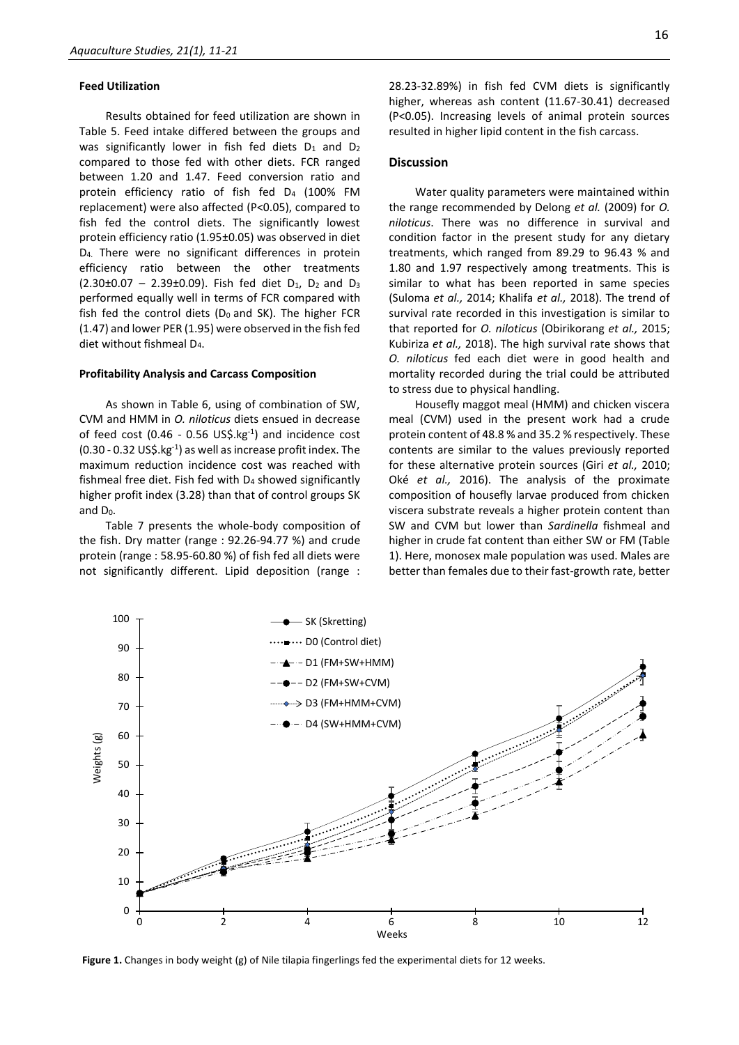### Feed Utilization

Results obtained for feed utilization are shown in Table 5. Feed intake differed between the groups and was significantly lower in fish fed diets $D_1$ and $D_2$ compared to those fed with other diets. FCR ranged between 1.20 and 1.47. Feed conversion ratio and protein efficiency ratio of fish fed $D_4$ (100% FM replacement) were also affected (P<0.05), compared to fish fed the control diets. The significantly lowest protein efficiency ratio (1.95±0.05) was observed in diet $D_4$. There were no significant differences in protein efficiency ratio between the other treatments (2.30±0.07 – 2.39±0.09). Fish fed diet $D_1$, $D_2$ and $D_3$ performed equally well in terms of FCR compared with fish fed the control diets ($D_0$ and SK). The higher FCR (1.47) and lower PER (1.95) were observed in the fish fed diet without fishmeal $D_4$.

### Profitability Analysis and Carcass Composition

As shown in Table 6, using of combination of SW, CVM and HMM in *O. niloticus* diets ensued in decrease of feed cost (0.46 - 0.56 US\$.kg$^{-1}$) and incidence cost (0.30 - 0.32 US\$.kg$^{-1}$) as well as increase profit index. The maximum reduction incidence cost was reached with fishmeal free diet. Fish fed with $D_4$ showed significantly higher profit index (3.28) than that of control groups SK and $D_0$.

Table 7 presents the whole-body composition of the fish. Dry matter (range : 92.26-94.77 %) and crude protein (range : 58.95-60.80 %) of fish fed all diets were not significantly different. Lipid deposition (range : 28.23-32.89%) in fish fed CVM diets is significantly higher, whereas ash content (11.67-30.41) decreased (P<0.05). Increasing levels of animal protein sources resulted in higher lipid content in the fish carcass.

## Discussion

Water quality parameters were maintained within the range recommended by Delong *et al.* (2009) for *O. niloticus*. There was no difference in survival and condition factor in the present study for any dietary treatments, which ranged from 89.29 to 96.43 % and 1.80 and 1.97 respectively among treatments. This is similar to what has been reported in same species (Suloma *et al.,* 2014; Khalifa *et al.,* 2018). The trend of survival rate recorded in this investigation is similar to that reported for *O. niloticus* (Obirikorang *et al.,* 2015; Kubiriza *et al.,* 2018). The high survival rate shows that *O. niloticus* fed each diet were in good health and mortality recorded during the trial could be attributed to stress due to physical handling.

Housefly maggot meal (HMM) and chicken viscera meal (CVM) used in the present work had a crude protein content of 48.8 % and 35.2 % respectively. These contents are similar to the values previously reported for these alternative protein sources (Giri *et al.,* 2010; Oké *et al.,* 2016). The analysis of the proximate composition of housefly larvae produced from chicken viscera substrate reveals a higher protein content than SW and CVM but lower than *Sardinella* fishmeal and higher in crude fat content than either SW or FM (Table 1). Here, monosex male population was used. Males are better than females due to their fast-growth rate, better

**Figure 1.** Changes in body weight (g) of Nile tilapia fingerlings fed the experimental diets for 12 weeks.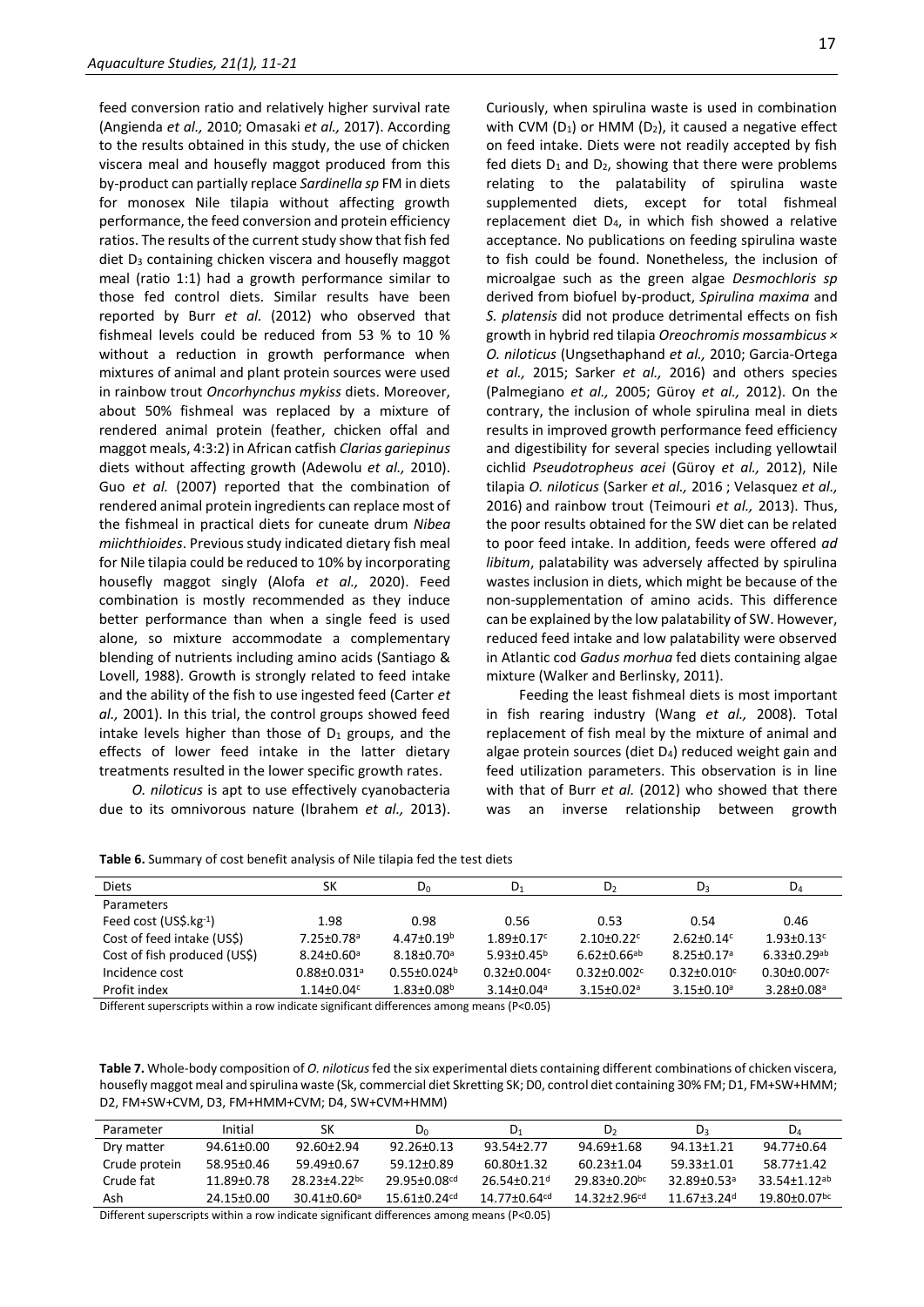feed conversion ratio and relatively higher survival rate (Angienda *et al.,* 2010; Omasaki *et al.,* 2017). According to the results obtained in this study, the use of chicken viscera meal and housefly maggot produced from this by-product can partially replace *Sardinella sp* FM in diets for monosex Nile tilapia without affecting growth performance, the feed conversion and protein efficiency ratios. The results of the current study show that fish fed diet $D_3$ containing chicken viscera and housefly maggot meal (ratio 1:1) had a growth performance similar to those fed control diets. Similar results have been reported by Burr *et al.* (2012) who observed that fishmeal levels could be reduced from 53 % to 10 % without a reduction in growth performance when mixtures of animal and plant protein sources were used in rainbow trout *Oncorhynchus mykiss* diets. Moreover, about 50% fishmeal was replaced by a mixture of rendered animal protein (feather, chicken offal and maggot meals, 4:3:2) in African catfish *Clarias gariepinus* diets without affecting growth (Adewolu *et al.,* 2010). Guo *et al.* (2007) reported that the combination of rendered animal protein ingredients can replace most of the fishmeal in practical diets for cuneate drum *Nibea miichthioides*. Previous study indicated dietary fish meal for Nile tilapia could be reduced to 10% by incorporating housefly maggot singly (Alofa *et al.,* 2020). Feed combination is mostly recommended as they induce better performance than when a single feed is used alone, so mixture accommodate a complementary blending of nutrients including amino acids (Santiago & Lovell, 1988). Growth is strongly related to feed intake and the ability of the fish to use ingested feed (Carter *et al.,* 2001). In this trial, the control groups showed feed intake levels higher than those of $D_1$ groups, and the effects of lower feed intake in the latter dietary treatments resulted in the lower specific growth rates.

*O. niloticus* is apt to use effectively cyanobacteria due to its omnivorous nature (Ibrahem *et al.,* 2013). Curiously, when spirulina waste is used in combination with CVM ($D_1$) or HMM ($D_2$), it caused a negative effect on feed intake. Diets were not readily accepted by fish fed diets $D_1$ and $D_2$, showing that there were problems relating to the palatability of spirulina waste supplemented diets, except for total fishmeal replacement diet $D_4$, in which fish showed a relative acceptance. No publications on feeding spirulina waste to fish could be found. Nonetheless, the inclusion of microalgae such as the green algae *Desmochloris sp* derived from biofuel by-product, *Spirulina maxima* and *S. platensis* did not produce detrimental effects on fish growth in hybrid red tilapia *Oreochromis mossambicus × O. niloticus* (Ungsethaphand *et al.,* 2010; Garcia-Ortega *et al.,* 2015; Sarker *et al.,* 2016) and others species (Palmegiano *et al.,* 2005; Güroy *et al.,* 2012). On the contrary, the inclusion of whole spirulina meal in diets results in improved growth performance feed efficiency and digestibility for several species including yellowtail cichlid *Pseudotropheus acei* (Güroy *et al.,* 2012), Nile tilapia *O. niloticus* (Sarker *et al.,* 2016 ; Velasquez *et al.,* 2016) and rainbow trout (Teimouri *et al.,* 2013). Thus, the poor results obtained for the SW diet can be related to poor feed intake. In addition, feeds were offered *ad libitum*, palatability was adversely affected by spirulina wastes inclusion in diets, which might be because of the non-supplementation of amino acids. This difference can be explained by the low palatability of SW. However, reduced feed intake and low palatability were observed in Atlantic cod *Gadus morhua* fed diets containing algae mixture (Walker and Berlinsky, 2011).

Feeding the least fishmeal diets is most important in fish rearing industry (Wang *et al.,* 2008). Total replacement of fish meal by the mixture of animal and algae protein sources (diet $D_4$) reduced weight gain and feed utilization parameters. This observation is in line with that of Burr *et al.* (2012) who showed that there was an inverse relationship between growth

**Table 6.** Summary of cost benefit analysis of Nile tilapia fed the test diets

| Diets | SK | $D_0$ | $D_1$ | $D_2$ | $D_3$ | $D_4$ |
|---|---|---|---|---|---|---|
| Parameters | | | | | | |
| Feed cost (US$.kg$^{-1}$) | 1.98 | 0.98 | 0.56 | 0.53 | 0.54 | 0.46 |
| Cost of feed intake (US$) | 7.25±0.78$^a$ | 4.47±0.19$^b$ | 1.89±0.17$^c$ | 2.10±0.22$^c$ | 2.62±0.14$^c$ | 1.93±0.13$^c$ |
| Cost of fish produced (US$) | 8.24±0.60$^a$ | 8.18±0.70$^a$ | 5.93±0.45$^b$ | 6.62±0.66$^{ab}$ | 8.25±0.17$^a$ | 6.33±0.29$^{ab}$ |
| Incidence cost | 0.88±0.031$^a$ | 0.55±0.024$^b$ | 0.32±0.004$^c$ | 0.32±0.002$^c$ | 0.32±0.010$^c$ | 0.30±0.007$^c$ |
| Profit index | 1.14±0.04$^c$ | 1.83±0.08$^b$ | 3.14±0.04$^a$ | 3.15±0.02$^a$ | 3.15±0.10$^a$ | 3.28±0.08$^a$ |

Different superscripts within a row indicate significant differences among means (P<0.05)

**Table 7.** Whole-body composition of *O. niloticus* fed the six experimental diets containing different combinations of chicken viscera, housefly maggot meal and spirulina waste (Sk, commercial diet Skretting SK; D0, control diet containing 30% FM; D1, FM+SW+HMM; D2, FM+SW+CVM, D3, FM+HMM+CVM; D4, SW+CVM+HMM)

| Parameter | Initial | SK | $D_0$ | $D_1$ | $D_2$ | $D_3$ | $D_4$ |
|---|---|---|---|---|---|---|---|
| Dry matter | 94.61±0.00 | 92.60±2.94 | 92.26±0.13 | 93.54±2.77 | 94.69±1.68 | 94.13±1.21 | 94.77±0.64 |
| Crude protein | 58.95±0.46 | 59.49±0.67 | 59.12±0.89 | 60.80±1.32 | 60.23±1.04 | 59.33±1.01 | 58.77±1.42 |
| Crude fat | 11.89±0.78 | 28.23±4.22$^{bc}$ | 29.95±0.08$^{cd}$ | 26.54±0.21$^d$ | 29.83±0.20$^{bc}$ | 32.89±0.53$^a$ | 33.54±1.12$^{ab}$ |
| Ash | 24.15±0.00 | 30.41±0.60$^a$ | 15.61±0.24$^{cd}$ | 14.77±0.64$^{cd}$ | 14.32±2.96$^{cd}$ | 11.67±3.24$^d$ | 19.80±0.07$^{bc}$ |

Different superscripts within a row indicate significant differences among means (P<0.05)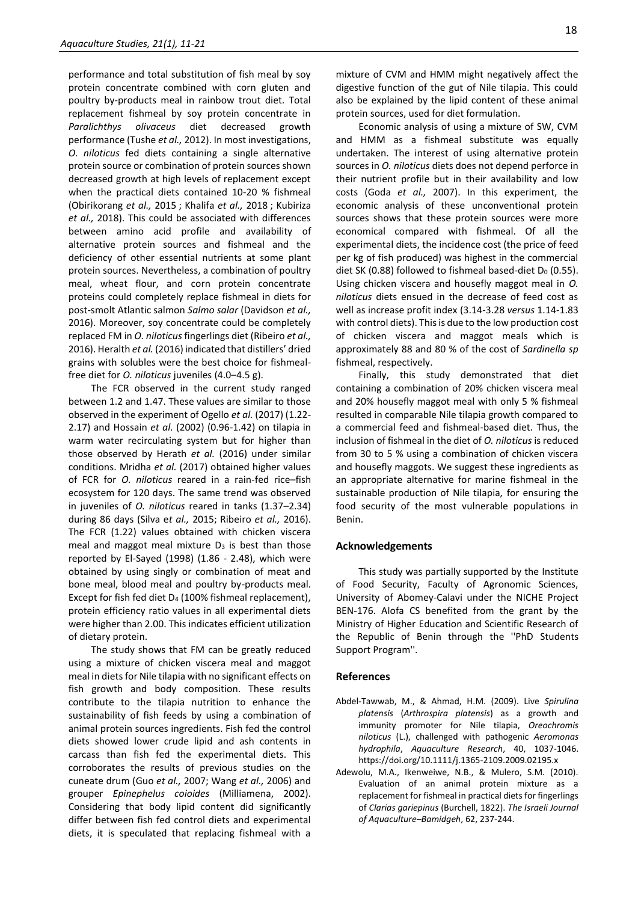performance and total substitution of fish meal by soy protein concentrate combined with corn gluten and poultry by-products meal in rainbow trout diet. Total replacement fishmeal by soy protein concentrate in *Paralichthys olivaceus* diet decreased growth performance (Tushe *et al.,* 2012). In most investigations, *O. niloticus* fed diets containing a single alternative protein source or combination of protein sources shown decreased growth at high levels of replacement except when the practical diets contained 10-20 % fishmeal (Obirikorang *et al.,* 2015 ; Khalifa *et al.,* 2018 ; Kubiriza *et al.,* 2018). This could be associated with differences between amino acid profile and availability of alternative protein sources and fishmeal and the deficiency of other essential nutrients at some plant protein sources. Nevertheless, a combination of poultry meal, wheat flour, and corn protein concentrate proteins could completely replace fishmeal in diets for post-smolt Atlantic salmon *Salmo salar* (Davidson *et al.,* 2016). Moreover, soy concentrate could be completely replaced FM in *O. niloticus* fingerlings diet (Ribeiro *et al.,* 2016). Heralth *et al.* (2016) indicated that distillers' dried grains with solubles were the best choice for fishmeal-free diet for *O. niloticus* juveniles (4.0–4.5 g).

The FCR observed in the current study ranged between 1.2 and 1.47. These values are similar to those observed in the experiment of Ogello *et al.* (2017) (1.22-2.17) and Hossain *et al.* (2002) (0.96-1.42) on tilapia in warm water recirculating system but for higher than those observed by Herath *et al.* (2016) under similar conditions. Mridha *et al.* (2017) obtained higher values of FCR for *O. niloticus* reared in a rain-fed rice–fish ecosystem for 120 days. The same trend was observed in juveniles of *O. niloticus* reared in tanks (1.37–2.34) during 86 days (Silva e*t al.,* 2015; Ribeiro *et al.,* 2016). The FCR (1.22) values obtained with chicken viscera meal and maggot meal mixture $D_3$ is best than those reported by El-Sayed (1998) (1.86 - 2.48), which were obtained by using singly or combination of meat and bone meal, blood meal and poultry by-products meal. Except for fish fed diet $D_4$ (100% fishmeal replacement), protein efficiency ratio values in all experimental diets were higher than 2.00. This indicates efficient utilization of dietary protein.

The study shows that FM can be greatly reduced using a mixture of chicken viscera meal and maggot meal in diets for Nile tilapia with no significant effects on fish growth and body composition. These results contribute to the tilapia nutrition to enhance the sustainability of fish feeds by using a combination of animal protein sources ingredients. Fish fed the control diets showed lower crude lipid and ash contents in carcass than fish fed the experimental diets. This corroborates the results of previous studies on the cuneate drum (Guo *et al.,* 2007; Wang *et al.,* 2006) and grouper *Epinephelus coioides* (Milliamena, 2002). Considering that body lipid content did significantly differ between fish fed control diets and experimental diets, it is speculated that replacing fishmeal with a mixture of CVM and HMM might negatively affect the digestive function of the gut of Nile tilapia. This could also be explained by the lipid content of these animal protein sources, used for diet formulation.

Economic analysis of using a mixture of SW, CVM and HMM as a fishmeal substitute was equally undertaken. The interest of using alternative protein sources in *O. niloticus* diets does not depend perforce in their nutrient profile but in their availability and low costs (Goda *et al.,* 2007). In this experiment, the economic analysis of these unconventional protein sources shows that these protein sources were more economical compared with fishmeal. Of all the experimental diets, the incidence cost (the price of feed per kg of fish produced) was highest in the commercial diet SK (0.88) followed to fishmeal based-diet $D_0$ (0.55). Using chicken viscera and housefly maggot meal in *O. niloticus* diets ensued in the decrease of feed cost as well as increase profit index (3.14-3.28 *versus* 1.14-1.83 with control diets). This is due to the low production cost of chicken viscera and maggot meals which is approximately 88 and 80 % of the cost of *Sardinella sp* fishmeal, respectively.

Finally, this study demonstrated that diet containing a combination of 20% chicken viscera meal and 20% housefly maggot meal with only 5 % fishmeal resulted in comparable Nile tilapia growth compared to a commercial feed and fishmeal-based diet. Thus, the inclusion of fishmeal in the diet of *O. niloticus* is reduced from 30 to 5 % using a combination of chicken viscera and housefly maggots. We suggest these ingredients as an appropriate alternative for marine fishmeal in the sustainable production of Nile tilapia, for ensuring the food security of the most vulnerable populations in Benin.

## Acknowledgements

This study was partially supported by the Institute of Food Security, Faculty of Agronomic Sciences, University of Abomey-Calavi under the NICHE Project BEN-176. Alofa CS benefited from the grant by the Ministry of Higher Education and Scientific Research of the Republic of Benin through the ''PhD Students Support Program''.

## References

Abdel-Tawwab, M., & Ahmad, H.M. (2009). Live *Spirulina platensis* (*Arthrospira platensis*) as a growth and immunity promoter for Nile tilapia, *Oreochromis niloticus* (L.), challenged with pathogenic *Aeromonas hydrophila*, *Aquaculture Research*, 40, 1037-1046. https://doi.org/10.1111/j.1365-2109.2009.02195.x

Adewolu, M.A., Ikenweiwe, N.B., & Mulero, S.M. (2010). Evaluation of an animal protein mixture as a replacement for fishmeal in practical diets for fingerlings of *Clarias gariepinus* (Burchell, 1822). *The Israeli Journal of Aquaculture–Bamidgeh*, 62, 237-244.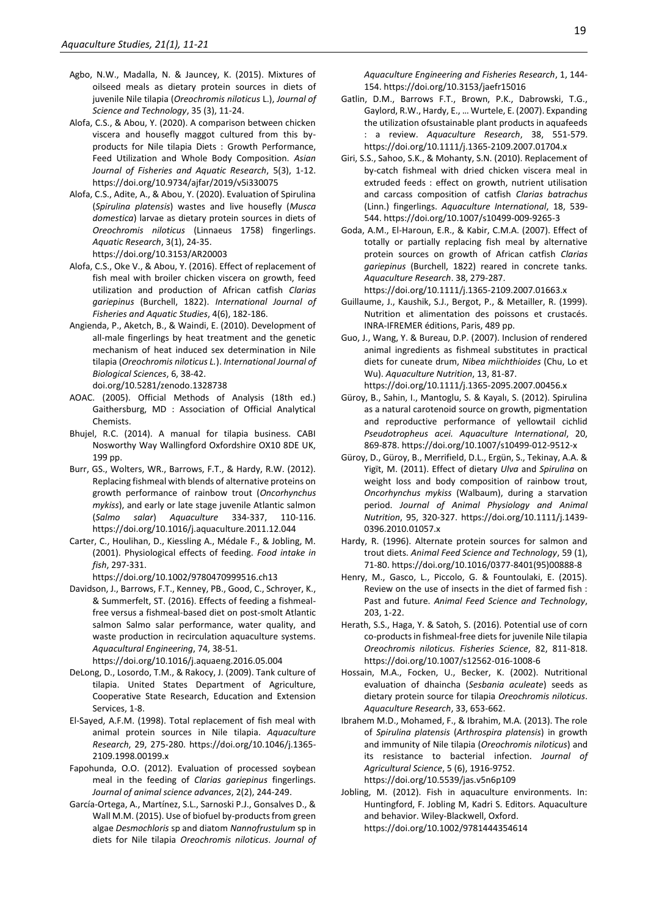Agbo, N.W., Madalla, N. & Jauncey, K. (2015). Mixtures of oilseed meals as dietary protein sources in diets of juvenile Nile tilapia (*Oreochromis niloticus* L.), *Journal of Science and Technology*, 35 (3), 11-24.

Alofa, C.S., & Abou, Y. (2020). A comparison between chicken viscera and housefly maggot cultured from this by-products for Nile tilapia Diets : Growth Performance, Feed Utilization and Whole Body Composition. *Asian Journal of Fisheries and Aquatic Research*, 5(3), 1-12. https://doi.org/10.9734/ajfar/2019/v5i330075

Alofa, C.S., Adite, A., & Abou, Y. (2020). Evaluation of Spirulina (*Spirulina platensis*) wastes and live housefly (*Musca domestica*) larvae as dietary protein sources in diets of *Oreochromis niloticus* (Linnaeus 1758) fingerlings. *Aquatic Research*, 3(1), 24-35. https://doi.org/10.3153/AR20003

Alofa, C.S., Oke V., & Abou, Y. (2016). Effect of replacement of fish meal with broiler chicken viscera on growth, feed utilization and production of African catfish *Clarias gariepinus* (Burchell, 1822). *International Journal of Fisheries and Aquatic Studies*, 4(6), 182-186.

Angienda, P., Aketch, B., & Waindi, E. (2010). Development of all-male fingerlings by heat treatment and the genetic mechanism of heat induced sex determination in Nile tilapia (*Oreochromis niloticus L.*). *International Journal of Biological Sciences*, 6, 38-42. doi.org/10.5281/zenodo.1328738

AOAC. (2005). Official Methods of Analysis (18th ed.) Gaithersburg, MD : Association of Official Analytical Chemists.

Bhujel, R.C. (2014). A manual for tilapia business. CABI Nosworthy Way Wallingford Oxfordshire OX10 8DE UK, 199 pp.

Burr, GS., Wolters, WR., Barrows, F.T., & Hardy, R.W. (2012). Replacing fishmeal with blends of alternative proteins on growth performance of rainbow trout (*Oncorhynchus mykiss*), and early or late stage juvenile Atlantic salmon (*Salmo salar*) *Aquaculture* 334-337, 110-116. https://doi.org/10.1016/j.aquaculture.2011.12.044

Carter, C., Houlihan, D., Kiessling A., Médale F., & Jobling, M. (2001). Physiological effects of feeding. *Food intake in fish*, 297-331. https://doi.org/10.1002/9780470999516.ch13

Davidson, J., Barrows, F.T., Kenney, PB., Good, C., Schroyer, K., & Summerfelt, ST. (2016). Effects of feeding a fishmeal-free versus a fishmeal-based diet on post-smolt Atlantic salmon Salmo salar performance, water quality, and waste production in recirculation aquaculture systems. *Aquacultural Engineering*, 74, 38-51. https://doi.org/10.1016/j.aquaeng.2016.05.004

DeLong, D., Losordo, T.M., & Rakocy, J. (2009). Tank culture of tilapia. United States Department of Agriculture, Cooperative State Research, Education and Extension Services, 1-8.

El-Sayed, A.F.M. (1998). Total replacement of fish meal with animal protein sources in Nile tilapia. *Aquaculture Research*, 29, 275-280. https://doi.org/10.1046/j.1365-2109.1998.00199.x

Fapohunda, O.O. (2012). Evaluation of processed soybean meal in the feeding of *Clarias gariepinus* fingerlings. *Journal of animal science advances*, 2(2), 244-249.

García-Ortega, A., Martínez, S.L., Sarnoski P.J., Gonsalves D., & Wall M.M. (2015). Use of biofuel by-products from green algae *Desmochloris* sp and diatom *Nannofrustulum* sp in diets for Nile tilapia *Oreochromis niloticus*. *Journal of Aquaculture Engineering and Fisheries Research*, 1, 144-154. https://doi.org/10.3153/jaefr15016

Gatlin, D.M., Barrows F.T., Brown, P.K., Dabrowski, T.G., Gaylord, R.W., Hardy, E., … Wurtele, E. (2007). Expanding the utilization ofsustainable plant products in aquafeeds : a review. *Aquaculture Research*, 38, 551-579. https://doi.org/10.1111/j.1365-2109.2007.01704.x

Giri, S.S., Sahoo, S.K., & Mohanty, S.N. (2010). Replacement of by-catch fishmeal with dried chicken viscera meal in extruded feeds : effect on growth, nutrient utilisation and carcass composition of catfish *Clarias batrachus* (Linn.) fingerlings. *Aquaculture International*, 18, 539-544. https://doi.org/10.1007/s10499-009-9265-3

Goda, A.M., El-Haroun, E.R., & Kabir, C.M.A. (2007). Effect of totally or partially replacing fish meal by alternative protein sources on growth of African catfish *Clarias gariepinus* (Burchell, 1822) reared in concrete tanks. *Aquaculture Research*. 38, 279-287. https://doi.org/10.1111/j.1365-2109.2007.01663.x

Guillaume, J., Kaushik, S.J., Bergot, P., & Metailler, R. (1999). Nutrition et alimentation des poissons et crustacés. INRA-IFREMER éditions, Paris, 489 pp.

Guo, J., Wang, Y. & Bureau, D.P. (2007). Inclusion of rendered animal ingredients as fishmeal substitutes in practical diets for cuneate drum, *Nibea miichthioides* (Chu, Lo et Wu). *Aquaculture Nutrition*, 13, 81-87. https://doi.org/10.1111/j.1365-2095.2007.00456.x

Güroy, B., Sahin, I., Mantoglu, S. & Kayalı, S. (2012). Spirulina as a natural carotenoid source on growth, pigmentation and reproductive performance of yellowtail cichlid *Pseudotropheus acei. Aquaculture International*, 20, 869-878. https://doi.org/10.1007/s10499-012-9512-x

Güroy, D., Güroy, B., Merrifield, D.L., Ergün, S., Tekinay, A.A. & Yigït, M. (2011). Effect of dietary *Ulva* and *Spirulina* on weight loss and body composition of rainbow trout, *Oncorhynchus mykiss* (Walbaum), during a starvation period. *Journal of Animal Physiology and Animal Nutrition*, 95, 320-327. https://doi.org/10.1111/j.1439-0396.2010.01057.x

Hardy, R. (1996). Alternate protein sources for salmon and trout diets. *Animal Feed Science and Technology*, 59 (1), 71-80. https://doi.org/10.1016/0377-8401(95)00888-8

Henry, M., Gasco, L., Piccolo, G. & Fountoulaki, E. (2015). Review on the use of insects in the diet of farmed fish : Past and future. *Animal Feed Science and Technology*, 203, 1-22.

Herath, S.S., Haga, Y. & Satoh, S. (2016). Potential use of corn co-products in fishmeal-free diets for juvenile Nile tilapia *Oreochromis niloticus. Fisheries Science*, 82, 811-818. https://doi.org/10.1007/s12562-016-1008-6

Hossain, M.A., Focken, U., Becker, K. (2002). Nutritional evaluation of dhaincha (*Sesbania aculeate*) seeds as dietary protein source for tilapia *Oreochromis niloticus*. *Aquaculture Research*, 33, 653-662.

Ibrahem M.D., Mohamed, F., & Ibrahim, M.A. (2013). The role of *Spirulina platensis* (*Arthrospira platensis*) in growth and immunity of Nile tilapia (*Oreochromis niloticus*) and its resistance to bacterial infection. *Journal of Agricultural Science*, 5 (6), 1916-9752. https://doi.org/10.5539/jas.v5n6p109

Jobling, M. (2012). Fish in aquaculture environments. In: Huntingford, F. Jobling M, Kadri S. Editors. Aquaculture and behavior. Wiley-Blackwell, Oxford. https://doi.org/10.1002/9781444354614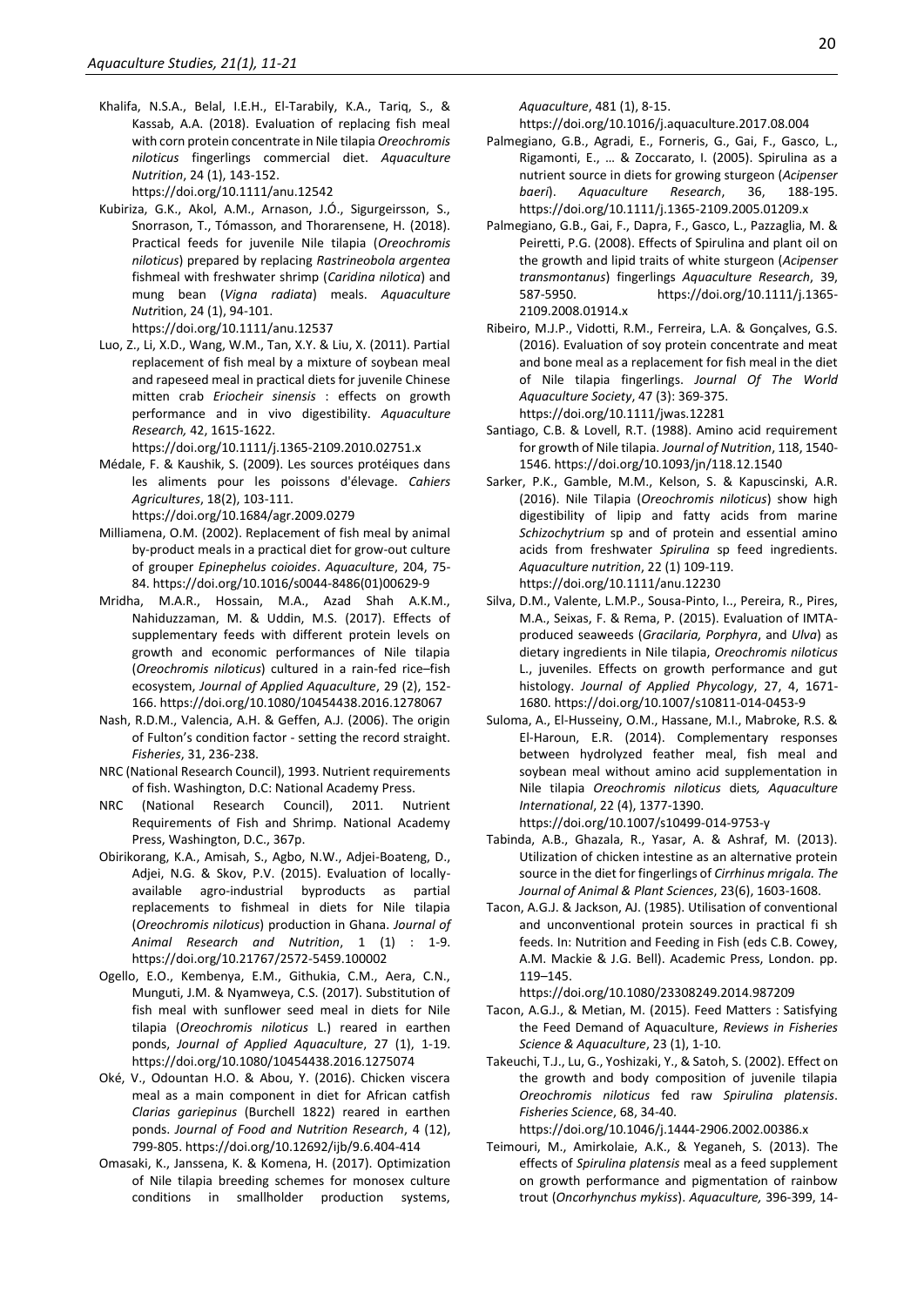Khalifa, N.S.A., Belal, I.E.H., El-Tarabily, K.A., Tariq, S., & Kassab, A.A. (2018). Evaluation of replacing fish meal with corn protein concentrate in Nile tilapia *Oreochromis niloticus* fingerlings commercial diet. *Aquaculture Nutrition*, 24 (1), 143-152. https://doi.org/10.1111/anu.12542

Kubiriza, G.K., Akol, A.M., Arnason, J.Ó., Sigurgeirsson, S., Snorrason, T., Tómasson, and Thorarensene, H. (2018). Practical feeds for juvenile Nile tilapia (*Oreochromis niloticus*) prepared by replacing *Rastrineobola argentea* fishmeal with freshwater shrimp (*Caridina nilotica*) and mung bean (*Vigna radiata*) meals. *Aquaculture Nut*rition, 24 (1), 94-101. https://doi.org/10.1111/anu.12537

Luo, Z., Li, X.D., Wang, W.M., Tan, X.Y. & Liu, X. (2011). Partial replacement of fish meal by a mixture of soybean meal and rapeseed meal in practical diets for juvenile Chinese mitten crab *Eriocheir sinensis* : effects on growth performance and in vivo digestibility. *Aquaculture Research,* 42, 1615-1622. https://doi.org/10.1111/j.1365-2109.2010.02751.x

Médale, F. & Kaushik, S. (2009). Les sources protéiques dans les aliments pour les poissons d'élevage. *Cahiers Agricultures*, 18(2), 103-111. https://doi.org/10.1684/agr.2009.0279

Milliamena, O.M. (2002). Replacement of fish meal by animal by-product meals in a practical diet for grow-out culture of grouper *Epinephelus coioides*. *Aquaculture*, 204, 75-84. https://doi.org/10.1016/s0044-8486(01)00629-9

Mridha, M.A.R., Hossain, M.A., Azad Shah A.K.M., Nahiduzzaman, M. & Uddin, M.S. (2017). Effects of supplementary feeds with different protein levels on growth and economic performances of Nile tilapia (*Oreochromis niloticus*) cultured in a rain-fed rice–fish ecosystem, *Journal of Applied Aquaculture*, 29 (2), 152-166. https://doi.org/10.1080/10454438.2016.1278067

Nash, R.D.M., Valencia, A.H. & Geffen, A.J. (2006). The origin of Fulton's condition factor - setting the record straight. *Fisheries*, 31, 236-238.

NRC (National Research Council), 1993. Nutrient requirements of fish. Washington, D.C: National Academy Press.

NRC (National Research Council), 2011. Nutrient Requirements of Fish and Shrimp. National Academy Press, Washington, D.C., 367p.

Obirikorang, K.A., Amisah, S., Agbo, N.W., Adjei-Boateng, D., Adjei, N.G. & Skov, P.V. (2015). Evaluation of locally-available agro-industrial byproducts as partial replacements to fishmeal in diets for Nile tilapia (*Oreochromis niloticus*) production in Ghana. *Journal of Animal Research and Nutrition*, 1 (1) : 1-9. https://doi.org/10.21767/2572-5459.100002

Ogello, E.O., Kembenya, E.M., Githukia, C.M., Aera, C.N., Munguti, J.M. & Nyamweya, C.S. (2017). Substitution of fish meal with sunflower seed meal in diets for Nile tilapia (*Oreochromis niloticus* L.) reared in earthen ponds, *Journal of Applied Aquaculture*, 27 (1), 1-19. https://doi.org/10.1080/10454438.2016.1275074

Oké, V., Odountan H.O. & Abou, Y. (2016). Chicken viscera meal as a main component in diet for African catfish *Clarias gariepinus* (Burchell 1822) reared in earthen ponds. *Journal of Food and Nutrition Research*, 4 (12), 799-805. https://doi.org/10.12692/ijb/9.6.404-414

Omasaki, K., Janssena, K. & Komena, H. (2017). Optimization of Nile tilapia breeding schemes for monosex culture conditions in smallholder production systems, *Aquaculture*, 481 (1), 8-15. https://doi.org/10.1016/j.aquaculture.2017.08.004

Palmegiano, G.B., Agradi, E., Forneris, G., Gai, F., Gasco, L., Rigamonti, E., … & Zoccarato, I. (2005). Spirulina as a nutrient source in diets for growing sturgeon (*Acipenser baeri*). *Aquaculture Research*, 36, 188-195. https://doi.org/10.1111/j.1365-2109.2005.01209.x

Palmegiano, G.B., Gai, F., Dapra, F., Gasco, L., Pazzaglia, M. & Peiretti, P.G. (2008). Effects of Spirulina and plant oil on the growth and lipid traits of white sturgeon (*Acipenser transmontanus*) fingerlings *Aquaculture Research*, 39, 587-5950. https://doi.org/10.1111/j.1365-2109.2008.01914.x

Ribeiro, M.J.P., Vidotti, R.M., Ferreira, L.A. & Gonçalves, G.S. (2016). Evaluation of soy protein concentrate and meat and bone meal as a replacement for fish meal in the diet of Nile tilapia fingerlings. *Journal Of The World Aquaculture Society*, 47 (3): 369-375. https://doi.org/10.1111/jwas.12281

Santiago, C.B. & Lovell, R.T. (1988). Amino acid requirement for growth of Nile tilapia. *Journal of Nutrition*, 118, 1540-1546. https://doi.org/10.1093/jn/118.12.1540

Sarker, P.K., Gamble, M.M., Kelson, S. & Kapuscinski, A.R. (2016). Nile Tilapia (*Oreochromis niloticus*) show high digestibility of lipid and fatty acids from marine *Schizochytrium* sp and of protein and essential amino acids from freshwater *Spirulina* sp feed ingredients. *Aquaculture nutrition*, 22 (1) 109-119. https://doi.org/10.1111/anu.12230

Silva, D.M., Valente, L.M.P., Sousa-Pinto, I.., Pereira, R., Pires, M.A., Seixas, F. & Rema, P. (2015). Evaluation of IMTA-produced seaweeds (*Gracilaria, Porphyra*, and *Ulva*) as dietary ingredients in Nile tilapia, *Oreochromis niloticus* L., juveniles. Effects on growth performance and gut histology. *Journal of Applied Phycology*, 27, 4, 1671-1680. https://doi.org/10.1007/s10811-014-0453-9

Suloma, A., El-Husseiny, O.M., Hassane, M.I., Mabroke, R.S. & El-Haroun, E.R. (2014). Complementary responses between hydrolyzed feather meal, fish meal and soybean meal without amino acid supplementation in Nile tilapia *Oreochromis niloticus* diets*, Aquaculture International*, 22 (4), 1377-1390. https://doi.org/10.1007/s10499-014-9753-y

Tabinda, A.B., Ghazala, R., Yasar, A. & Ashraf, M. (2013). Utilization of chicken intestine as an alternative protein source in the diet for fingerlings of *Cirrhinus mrigala. The Journal of Animal & Plant Sciences*, 23(6), 1603-1608.

Tacon, A.G.J. & Jackson, AJ. (1985). Utilisation of conventional and unconventional protein sources in practical fi sh feeds. In: Nutrition and Feeding in Fish (eds C.B. Cowey, A.M. Mackie & J.G. Bell). Academic Press, London. pp. 119–145. https://doi.org/10.1080/23308249.2014.987209

Tacon, A.G.J., & Metian, M. (2015). Feed Matters : Satisfying the Feed Demand of Aquaculture, *Reviews in Fisheries Science & Aquaculture*, 23 (1), 1-10.

Takeuchi, T.J., Lu, G., Yoshizaki, Y., & Satoh, S. (2002). Effect on the growth and body composition of juvenile tilapia *Oreochromis niloticus* fed raw *Spirulina platensis*. *Fisheries Science*, 68, 34-40. https://doi.org/10.1046/j.1444-2906.2002.00386.x

Teimouri, M., Amirkolaie, A.K., & Yeganeh, S. (2013). The effects of *Spirulina platensis* meal as a feed supplement on growth performance and pigmentation of rainbow trout (*Oncorhynchus mykiss*). *Aquaculture,* 396-399, 14-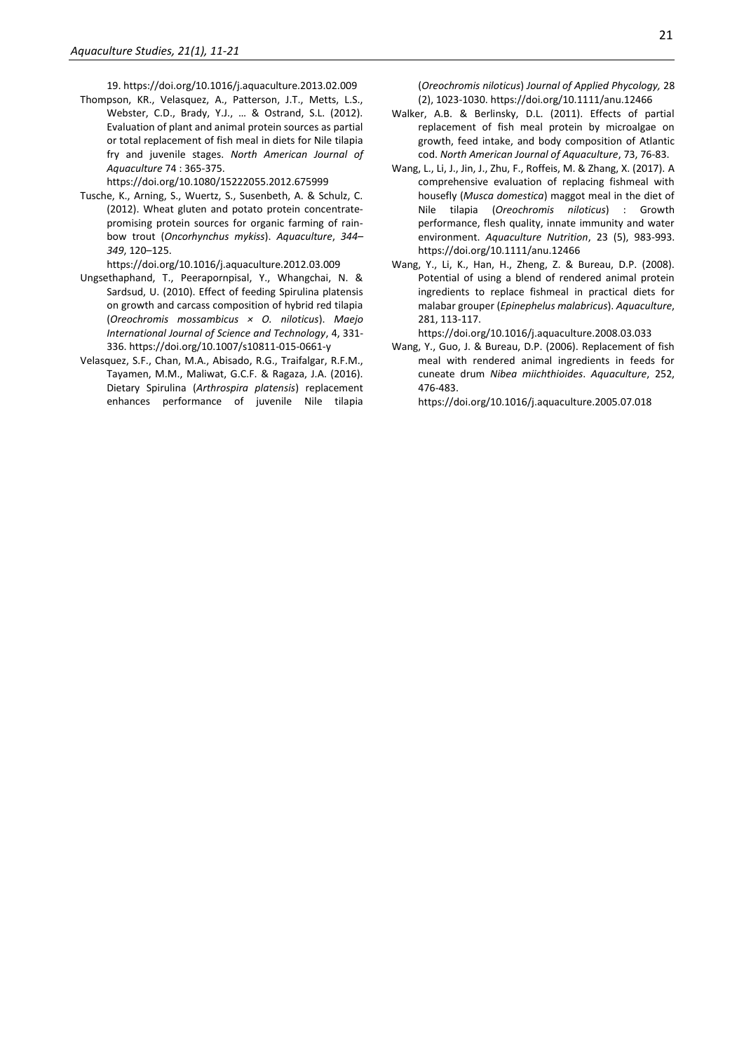19. https://doi.org/10.1016/j.aquaculture.2013.02.009

Thompson, KR., Velasquez, A., Patterson, J.T., Metts, L.S., Webster, C.D., Brady, Y.J., … & Ostrand, S.L. (2012). Evaluation of plant and animal protein sources as partial or total replacement of fish meal in diets for Nile tilapia fry and juvenile stages. *North American Journal of Aquaculture* 74 : 365-375. https://doi.org/10.1080/15222055.2012.675999

Tusche, K., Arning, S., Wuertz, S., Susenbeth, A. & Schulz, C. (2012). Wheat gluten and potato protein concentrate-promising protein sources for organic farming of rainbow trout (*Oncorhynchus mykiss*). *Aquaculture*, *344–349*, 120–125. https://doi.org/10.1016/j.aquaculture.2012.03.009

Ungsethaphand, T., Peerapornpisal, Y., Whangchai, N. & Sardsud, U. (2010). Effect of feeding Spirulina platensis on growth and carcass composition of hybrid red tilapia (*Oreochromis mossambicus × O. niloticus*). *Maejo International Journal of Science and Technology*, 4, 331-336. https://doi.org/10.1007/s10811-015-0661-y

Velasquez, S.F., Chan, M.A., Abisado, R.G., Traifalgar, R.F.M., Tayamen, M.M., Maliwat, G.C.F. & Ragaza, J.A. (2016). Dietary Spirulina (*Arthrospira platensis*) replacement enhances performance of juvenile Nile tilapia (*Oreochromis niloticus*) *Journal of Applied Phycology,* 28 (2), 1023-1030. https://doi.org/10.1111/anu.12466

Walker, A.B. & Berlinsky, D.L. (2011). Effects of partial replacement of fish meal protein by microalgae on growth, feed intake, and body composition of Atlantic cod. *North American Journal of Aquaculture*, 73, 76-83.

Wang, L., Li, J., Jin, J., Zhu, F., Roffeis, M. & Zhang, X. (2017). A comprehensive evaluation of replacing fishmeal with housefly (*Musca domestica*) maggot meal in the diet of Nile tilapia (*Oreochromis niloticus*) : Growth performance, flesh quality, innate immunity and water environment. *Aquaculture Nutrition*, 23 (5), 983-993. https://doi.org/10.1111/anu.12466

Wang, Y., Li, K., Han, H., Zheng, Z. & Bureau, D.P. (2008). Potential of using a blend of rendered animal protein ingredients to replace fishmeal in practical diets for malabar grouper (*Epinephelus malabricus*). *Aquaculture*, 281, 113-117. https://doi.org/10.1016/j.aquaculture.2008.03.033

Wang, Y., Guo, J. & Bureau, D.P. (2006). Replacement of fish meal with rendered animal ingredients in feeds for cuneate drum *Nibea miichthioides*. *Aquaculture*, 252, 476-483. https://doi.org/10.1016/j.aquaculture.2005.07.018